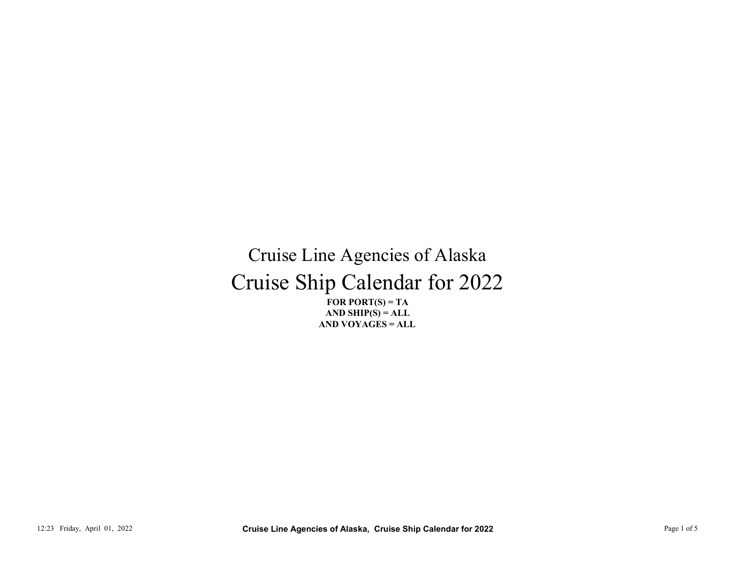# Cruise Line Agencies of Alaska

# Cruise Ship Calendar for 2022

**FOR PORT(S) = TA**
**AND SHIP(S) = ALL**
**AND VOYAGES = ALL**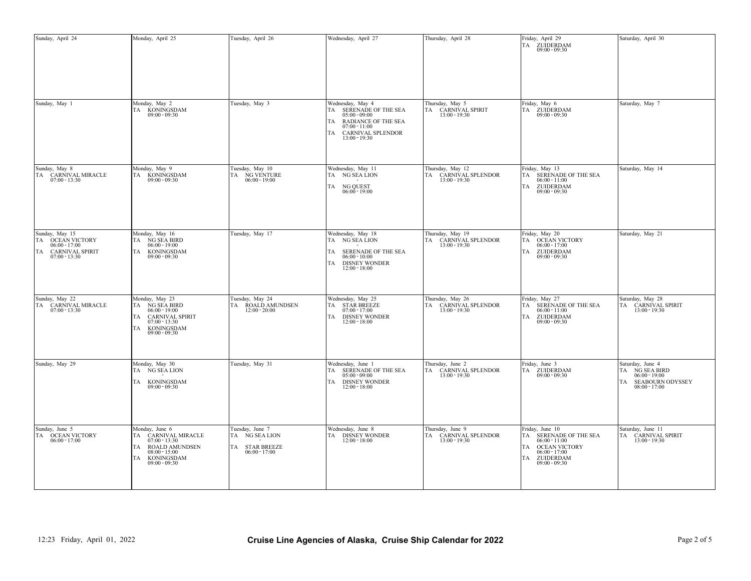| Sunday | Monday | Tuesday | Wednesday | Thursday | Friday | Saturday |
|---|---|---|---|---|---|---|
| Sunday, April 24 | Monday, April 25 | Tuesday, April 26 | Wednesday, April 27 | Thursday, April 28 | Friday, April 29<br>TA ZUIDERDAM<br>09:00 - 09:30 | Saturday, April 30 |
| Sunday, May 1 | Monday, May 2<br>TA KONINGSDAM<br>09:00 - 09:30 | Tuesday, May 3 | Wednesday, May 4<br>TA SERENADE OF THE SEA<br>05:00 - 09:00<br>TA RADIANCE OF THE SEA<br>07:00 - 11:00<br>TA CARNIVAL SPLENDOR<br>13:00 - 19:30 | Thursday, May 5<br>TA CARNIVAL SPIRIT<br>13:00 - 19:30 | Friday, May 6<br>TA ZUIDERDAM<br>09:00 - 09:30 | Saturday, May 7 |
| Sunday, May 8<br>TA CARNIVAL MIRACLE<br>07:00 - 13:30 | Monday, May 9<br>TA KONINGSDAM<br>09:00 - 09:30 | Tuesday, May 10<br>TA NG VENTURE<br>06:00 - 19:00 | Wednesday, May 11<br>TA NG SEA LION<br>-<br>TA NG QUEST<br>06:00 - 19:00 | Thursday, May 12<br>TA CARNIVAL SPLENDOR<br>13:00 - 19:30 | Friday, May 13<br>TA SERENADE OF THE SEA<br>06:00 - 11:00<br>TA ZUIDERDAM<br>09:00 - 09:30 | Saturday, May 14 |
| Sunday, May 15<br>TA OCEAN VICTORY<br>06:00 - 17:00<br>TA CARNIVAL SPIRIT<br>07:00 - 13:30 | Monday, May 16<br>TA NG SEA BIRD<br>06:00 - 19:00<br>TA KONINGSDAM<br>09:00 - 09:30 | Tuesday, May 17 | Wednesday, May 18<br>TA NG SEA LION<br>-<br>TA SERENADE OF THE SEA<br>06:00 - 10:00<br>TA DISNEY WONDER<br>12:00 - 18:00 | Thursday, May 19<br>TA CARNIVAL SPLENDOR<br>13:00 - 19:30 | Friday, May 20<br>TA OCEAN VICTORY<br>06:00 - 17:00<br>TA ZUIDERDAM<br>09:00 - 09:30 | Saturday, May 21 |
| Sunday, May 22<br>TA CARNIVAL MIRACLE<br>07:00 - 13:30 | Monday, May 23<br>TA NG SEA BIRD<br>06:00 - 19:00<br>TA CARNIVAL SPIRIT<br>07:00 - 13:30<br>TA KONINGSDAM<br>09:00 - 09:30 | Tuesday, May 24<br>TA ROALD AMUNDSEN<br>12:00 - 20:00 | Wednesday, May 25<br>TA STAR BREEZE<br>07:00 - 17:00<br>TA DISNEY WONDER<br>12:00 - 18:00 | Thursday, May 26<br>TA CARNIVAL SPLENDOR<br>13:00 - 19:30 | Friday, May 27<br>TA SERENADE OF THE SEA<br>06:00 - 11:00<br>TA ZUIDERDAM<br>09:00 - 09:30 | Saturday, May 28<br>TA CARNIVAL SPIRIT<br>13:00 - 19:30 |
| Sunday, May 29 | Monday, May 30<br>TA NG SEA LION<br>-<br>TA KONINGSDAM<br>09:00 - 09:30 | Tuesday, May 31 | Wednesday, June 1<br>TA SERENADE OF THE SEA<br>05:00 - 09:00<br>TA DISNEY WONDER<br>12:00 - 18:00 | Thursday, June 2<br>TA CARNIVAL SPLENDOR<br>13:00 - 19:30 | Friday, June 3<br>TA ZUIDERDAM<br>09:00 - 09:30 | Saturday, June 4<br>TA NG SEA BIRD<br>06:00 - 19:00<br>TA SEABOURN ODYSSEY<br>08:00 - 17:00 |
| Sunday, June 5<br>TA OCEAN VICTORY<br>06:00 - 17:00 | Monday, June 6<br>TA CARNIVAL MIRACLE<br>07:00 - 13:30<br>TA ROALD AMUNDSEN<br>08:00 - 15:00<br>TA KONINGSDAM<br>09:00 - 09:30 | Tuesday, June 7<br>TA NG SEA LION<br>-<br>TA STAR BREEZE<br>06:00 - 17:00 | Wednesday, June 8<br>TA DISNEY WONDER<br>12:00 - 18:00 | Thursday, June 9<br>TA CARNIVAL SPLENDOR<br>13:00 - 19:30 | Friday, June 10<br>TA SERENADE OF THE SEA<br>06:00 - 11:00<br>TA OCEAN VICTORY<br>06:00 - 17:00<br>TA ZUIDERDAM<br>09:00 - 09:30 | Saturday, June 11<br>TA CARNIVAL SPIRIT<br>13:00 - 19:30 |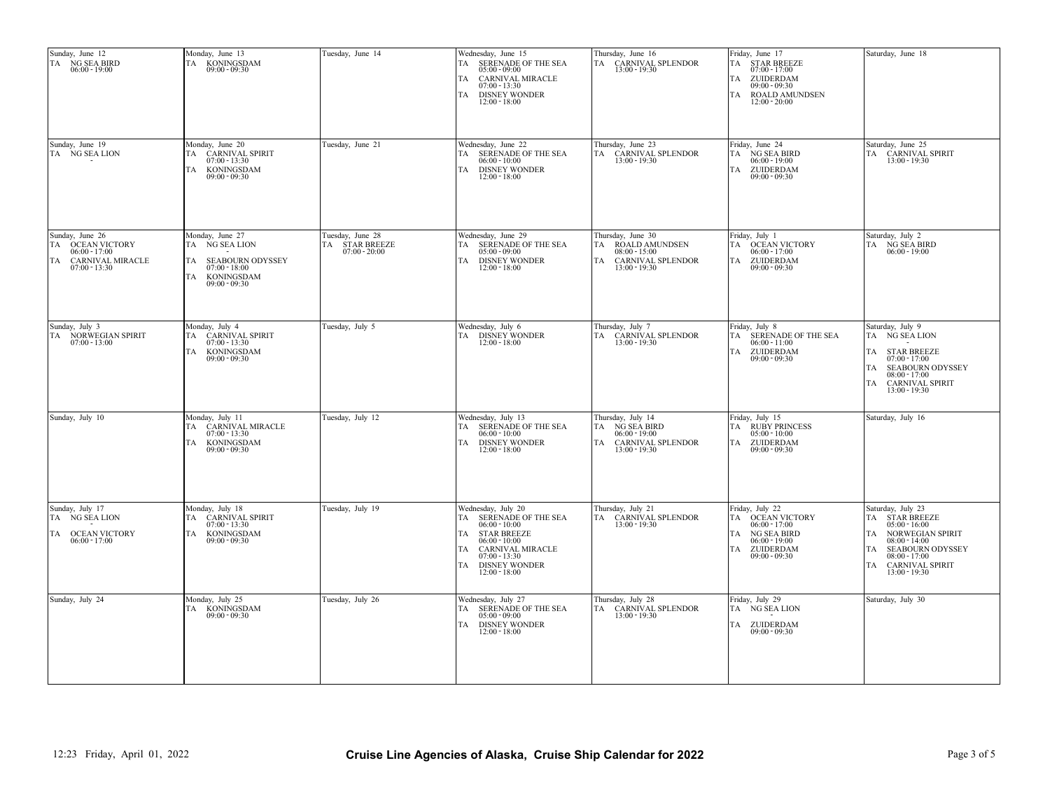| Sunday | Monday | Tuesday | Wednesday | Thursday | Friday | Saturday |
|---|---|---|---|---|---|---|
| Sunday, June 12<br>TA NG SEA BIRD<br>06:00 - 19:00 | Monday, June 13<br>TA KONINGSDAM<br>09:00 - 09:30 | Tuesday, June 14 | Wednesday, June 15<br>TA SERENADE OF THE SEA<br>05:00 - 09:00<br>TA CARNIVAL MIRACLE<br>07:00 - 13:30<br>TA DISNEY WONDER<br>12:00 - 18:00 | Thursday, June 16<br>TA CARNIVAL SPLENDOR<br>13:00 - 19:30 | Friday, June 17<br>TA STAR BREEZE<br>07:00 - 17:00<br>TA ZUIDERDAM<br>09:00 - 09:30<br>TA ROALD AMUNDSEN<br>12:00 - 20:00 | Saturday, June 18 |
| Sunday, June 19<br>TA NG SEA LION<br>- | Monday, June 20<br>TA CARNIVAL SPIRIT<br>07:00 - 13:30<br>TA KONINGSDAM<br>09:00 - 09:30 | Tuesday, June 21 | Wednesday, June 22<br>TA SERENADE OF THE SEA<br>06:00 - 10:00<br>TA DISNEY WONDER<br>12:00 - 18:00 | Thursday, June 23<br>TA CARNIVAL SPLENDOR<br>13:00 - 19:30 | Friday, June 24<br>TA NG SEA BIRD<br>06:00 - 19:00<br>TA ZUIDERDAM<br>09:00 - 09:30 | Saturday, June 25<br>TA CARNIVAL SPIRIT<br>13:00 - 19:30 |
| Sunday, June 26<br>TA OCEAN VICTORY<br>06:00 - 17:00<br>TA CARNIVAL MIRACLE<br>07:00 - 13:30 | Monday, June 27<br>TA NG SEA LION<br>-<br>TA SEABOURN ODYSSEY<br>07:00 - 18:00<br>TA KONINGSDAM<br>09:00 - 09:30 | Tuesday, June 28<br>TA STAR BREEZE<br>07:00 - 20:00 | Wednesday, June 29<br>TA SERENADE OF THE SEA<br>05:00 - 09:00<br>TA DISNEY WONDER<br>12:00 - 18:00 | Thursday, June 30<br>TA ROALD AMUNDSEN<br>08:00 - 15:00<br>TA CARNIVAL SPLENDOR<br>13:00 - 19:30 | Friday, July 1<br>TA OCEAN VICTORY<br>06:00 - 17:00<br>TA ZUIDERDAM<br>09:00 - 09:30 | Saturday, July 2<br>TA NG SEA BIRD<br>06:00 - 19:00 |
| Sunday, July 3<br>TA NORWEGIAN SPIRIT<br>07:00 - 13:00 | Monday, July 4<br>TA CARNIVAL SPIRIT<br>07:00 - 13:30<br>TA KONINGSDAM<br>09:00 - 09:30 | Tuesday, July 5 | Wednesday, July 6<br>TA DISNEY WONDER<br>12:00 - 18:00 | Thursday, July 7<br>TA CARNIVAL SPLENDOR<br>13:00 - 19:30 | Friday, July 8<br>TA SERENADE OF THE SEA<br>06:00 - 11:00<br>TA ZUIDERDAM<br>09:00 - 09:30 | Saturday, July 9<br>TA NG SEA LION<br>-<br>TA STAR BREEZE<br>07:00 - 17:00<br>TA SEABOURN ODYSSEY<br>08:00 - 17:00<br>TA CARNIVAL SPIRIT<br>13:00 - 19:30 |
| Sunday, July 10 | Monday, July 11<br>TA CARNIVAL MIRACLE<br>07:00 - 13:30<br>TA KONINGSDAM<br>09:00 - 09:30 | Tuesday, July 12 | Wednesday, July 13<br>TA SERENADE OF THE SEA<br>06:00 - 10:00<br>TA DISNEY WONDER<br>12:00 - 18:00 | Thursday, July 14<br>TA NG SEA BIRD<br>06:00 - 19:00<br>TA CARNIVAL SPLENDOR<br>13:00 - 19:30 | Friday, July 15<br>TA RUBY PRINCESS<br>05:00 - 10:00<br>TA ZUIDERDAM<br>09:00 - 09:30 | Saturday, July 16 |
| Sunday, July 17<br>TA NG SEA LION<br>-<br>TA OCEAN VICTORY<br>06:00 - 17:00 | Monday, July 18<br>TA CARNIVAL SPIRIT<br>07:00 - 13:30<br>TA KONINGSDAM<br>09:00 - 09:30 | Tuesday, July 19 | Wednesday, July 20<br>TA SERENADE OF THE SEA<br>06:00 - 10:00<br>TA STAR BREEZE<br>06:00 - 10:00<br>TA CARNIVAL MIRACLE<br>07:00 - 13:30<br>TA DISNEY WONDER<br>12:00 - 18:00 | Thursday, July 21<br>TA CARNIVAL SPLENDOR<br>13:00 - 19:30 | Friday, July 22<br>TA OCEAN VICTORY<br>06:00 - 17:00<br>TA NG SEA BIRD<br>06:00 - 19:00<br>TA ZUIDERDAM<br>09:00 - 09:30 | Saturday, July 23<br>TA STAR BREEZE<br>05:00 - 16:00<br>TA NORWEGIAN SPIRIT<br>08:00 - 14:00<br>TA SEABOURN ODYSSEY<br>08:00 - 17:00<br>TA CARNIVAL SPIRIT<br>13:00 - 19:30 |
| Sunday, July 24 | Monday, July 25<br>TA KONINGSDAM<br>09:00 - 09:30 | Tuesday, July 26 | Wednesday, July 27<br>TA SERENADE OF THE SEA<br>05:00 - 09:00<br>TA DISNEY WONDER<br>12:00 - 18:00 | Thursday, July 28<br>TA CARNIVAL SPLENDOR<br>13:00 - 19:30 | Friday, July 29<br>TA NG SEA LION<br>-<br>TA ZUIDERDAM<br>09:00 - 09:30 | Saturday, July 30 |

12:23 Friday, April 01, 2022

**Cruise Line Agencies of Alaska, Cruise Ship Calendar for 2022**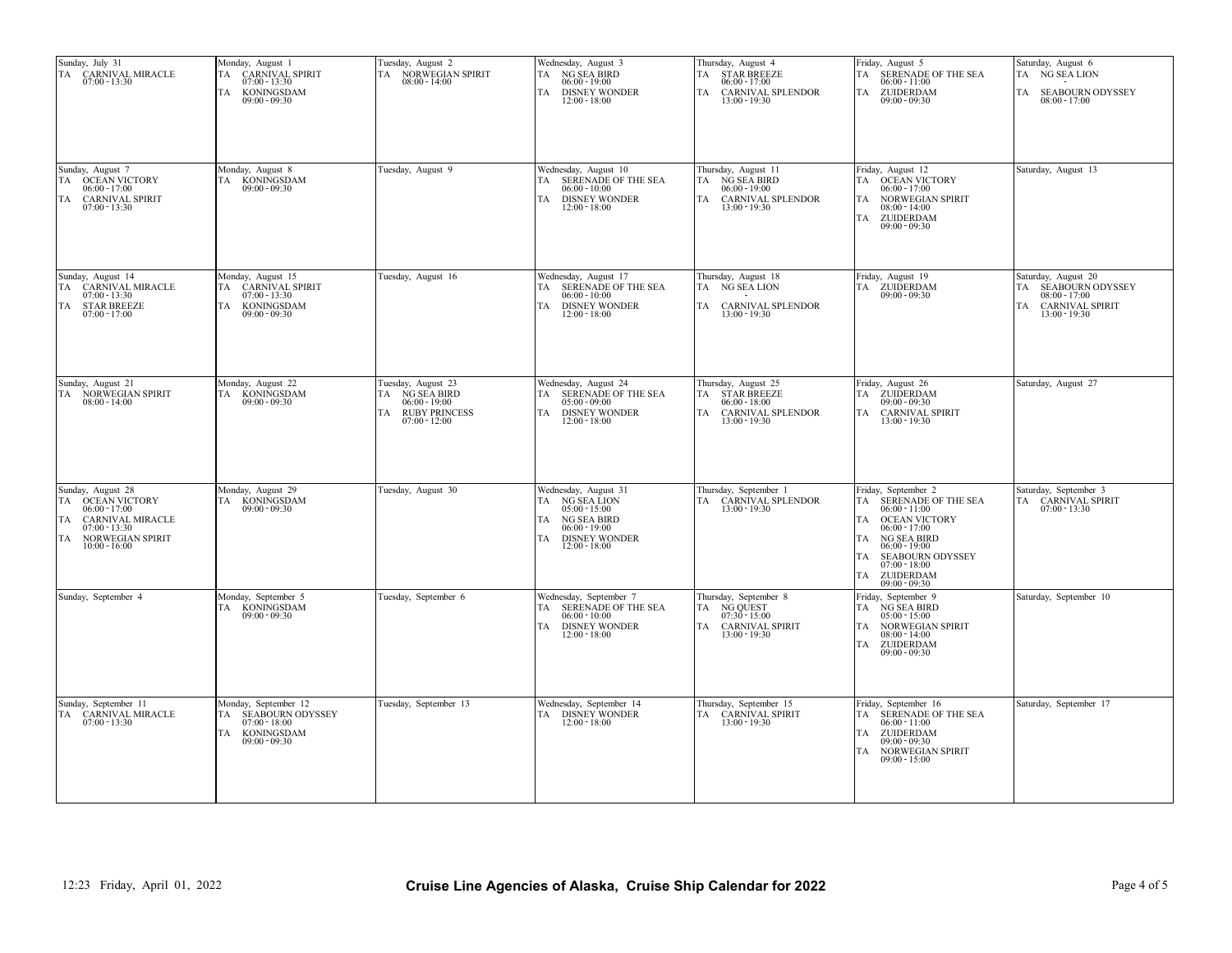| | | | | | | |
|---|---|---|---|---|---|---|
| Sunday, July 31<br>TA CARNIVAL MIRACLE<br>07:00 - 13:30 | Monday, August 1<br>TA CARNIVAL SPIRIT<br>07:00 - 13:30<br>TA KONINGSDAM<br>09:00 - 09:30 | Tuesday, August 2<br>TA NORWEGIAN SPIRIT<br>08:00 - 14:00 | Wednesday, August 3<br>TA NG SEA BIRD<br>06:00 - 19:00<br>TA DISNEY WONDER<br>12:00 - 18:00 | Thursday, August 4<br>TA STAR BREEZE<br>06:00 - 17:00<br>TA CARNIVAL SPLENDOR<br>13:00 - 19:30 | Friday, August 5<br>TA SERENADE OF THE SEA<br>06:00 - 11:00<br>TA ZUIDERDAM<br>09:00 - 09:30 | Saturday, August 6<br>TA NG SEA LION<br>-<br>TA SEABOURN ODYSSEY<br>08:00 - 17:00 |
| Sunday, August 7<br>TA OCEAN VICTORY<br>06:00 - 17:00<br>TA CARNIVAL SPIRIT<br>07:00 - 13:30 | Monday, August 8<br>TA KONINGSDAM<br>09:00 - 09:30 | Tuesday, August 9 | Wednesday, August 10<br>TA SERENADE OF THE SEA<br>06:00 - 10:00<br>TA DISNEY WONDER<br>12:00 - 18:00 | Thursday, August 11<br>TA NG SEA BIRD<br>06:00 - 19:00<br>TA CARNIVAL SPLENDOR<br>13:00 - 19:30 | Friday, August 12<br>TA OCEAN VICTORY<br>06:00 - 17:00<br>TA NORWEGIAN SPIRIT<br>08:00 - 14:00<br>TA ZUIDERDAM<br>09:00 - 09:30 | Saturday, August 13 |
| Sunday, August 14<br>TA CARNIVAL MIRACLE<br>07:00 - 13:30<br>TA STAR BREEZE<br>07:00 - 17:00 | Monday, August 15<br>TA CARNIVAL SPIRIT<br>07:00 - 13:30<br>TA KONINGSDAM<br>09:00 - 09:30 | Tuesday, August 16 | Wednesday, August 17<br>TA SERENADE OF THE SEA<br>06:00 - 10:00<br>TA DISNEY WONDER<br>12:00 - 18:00 | Thursday, August 18<br>TA NG SEA LION<br>-<br>TA CARNIVAL SPLENDOR<br>13:00 - 19:30 | Friday, August 19<br>TA ZUIDERDAM<br>09:00 - 09:30 | Saturday, August 20<br>TA SEABOURN ODYSSEY<br>08:00 - 17:00<br>TA CARNIVAL SPIRIT<br>13:00 - 19:30 |
| Sunday, August 21<br>TA NORWEGIAN SPIRIT<br>08:00 - 14:00 | Monday, August 22<br>TA KONINGSDAM<br>09:00 - 09:30 | Tuesday, August 23<br>TA NG SEA BIRD<br>06:00 - 19:00<br>TA RUBY PRINCESS<br>07:00 - 12:00 | Wednesday, August 24<br>TA SERENADE OF THE SEA<br>05:00 - 09:00<br>TA DISNEY WONDER<br>12:00 - 18:00 | Thursday, August 25<br>TA STAR BREEZE<br>06:00 - 18:00<br>TA CARNIVAL SPLENDOR<br>13:00 - 19:30 | Friday, August 26<br>TA ZUIDERDAM<br>09:00 - 09:30<br>TA CARNIVAL SPIRIT<br>13:00 - 19:30 | Saturday, August 27 |
| Sunday, August 28<br>TA OCEAN VICTORY<br>06:00 - 17:00<br>TA CARNIVAL MIRACLE<br>07:00 - 13:30<br>TA NORWEGIAN SPIRIT<br>10:00 - 16:00 | Monday, August 29<br>TA KONINGSDAM<br>09:00 - 09:30 | Tuesday, August 30 | Wednesday, August 31<br>TA NG SEA LION<br>05:00 - 15:00<br>TA NG SEA BIRD<br>06:00 - 19:00<br>TA DISNEY WONDER<br>12:00 - 18:00 | Thursday, September 1<br>TA CARNIVAL SPLENDOR<br>13:00 - 19:30 | Friday, September 2<br>TA SERENADE OF THE SEA<br>06:00 - 11:00<br>TA OCEAN VICTORY<br>06:00 - 17:00<br>TA NG SEA BIRD<br>06:00 - 19:00<br>TA SEABOURN ODYSSEY<br>07:00 - 18:00<br>TA ZUIDERDAM<br>09:00 - 09:30 | Saturday, September 3<br>TA CARNIVAL SPIRIT<br>07:00 - 13:30 |
| Sunday, September 4 | Monday, September 5<br>TA KONINGSDAM<br>09:00 - 09:30 | Tuesday, September 6 | Wednesday, September 7<br>TA SERENADE OF THE SEA<br>06:00 - 10:00<br>TA DISNEY WONDER<br>12:00 - 18:00 | Thursday, September 8<br>TA NG QUEST<br>07:30 - 15:00<br>TA CARNIVAL SPIRIT<br>13:00 - 19:30 | Friday, September 9<br>TA NG SEA BIRD<br>05:00 - 15:00<br>TA NORWEGIAN SPIRIT<br>08:00 - 14:00<br>TA ZUIDERDAM<br>09:00 - 09:30 | Saturday, September 10 |
| Sunday, September 11<br>TA CARNIVAL MIRACLE<br>07:00 - 13:30 | Monday, September 12<br>TA SEABOURN ODYSSEY<br>07:00 - 18:00<br>TA KONINGSDAM<br>09:00 - 09:30 | Tuesday, September 13 | Wednesday, September 14<br>TA DISNEY WONDER<br>12:00 - 18:00 | Thursday, September 15<br>TA CARNIVAL SPIRIT<br>13:00 - 19:30 | Friday, September 16<br>TA SERENADE OF THE SEA<br>06:00 - 11:00<br>TA ZUIDERDAM<br>09:00 - 09:30<br>TA NORWEGIAN SPIRIT<br>09:00 - 15:00 | Saturday, September 17 |

12:23 Friday, April 01, 2022

**Cruise Line Agencies of Alaska, Cruise Ship Calendar for 2022**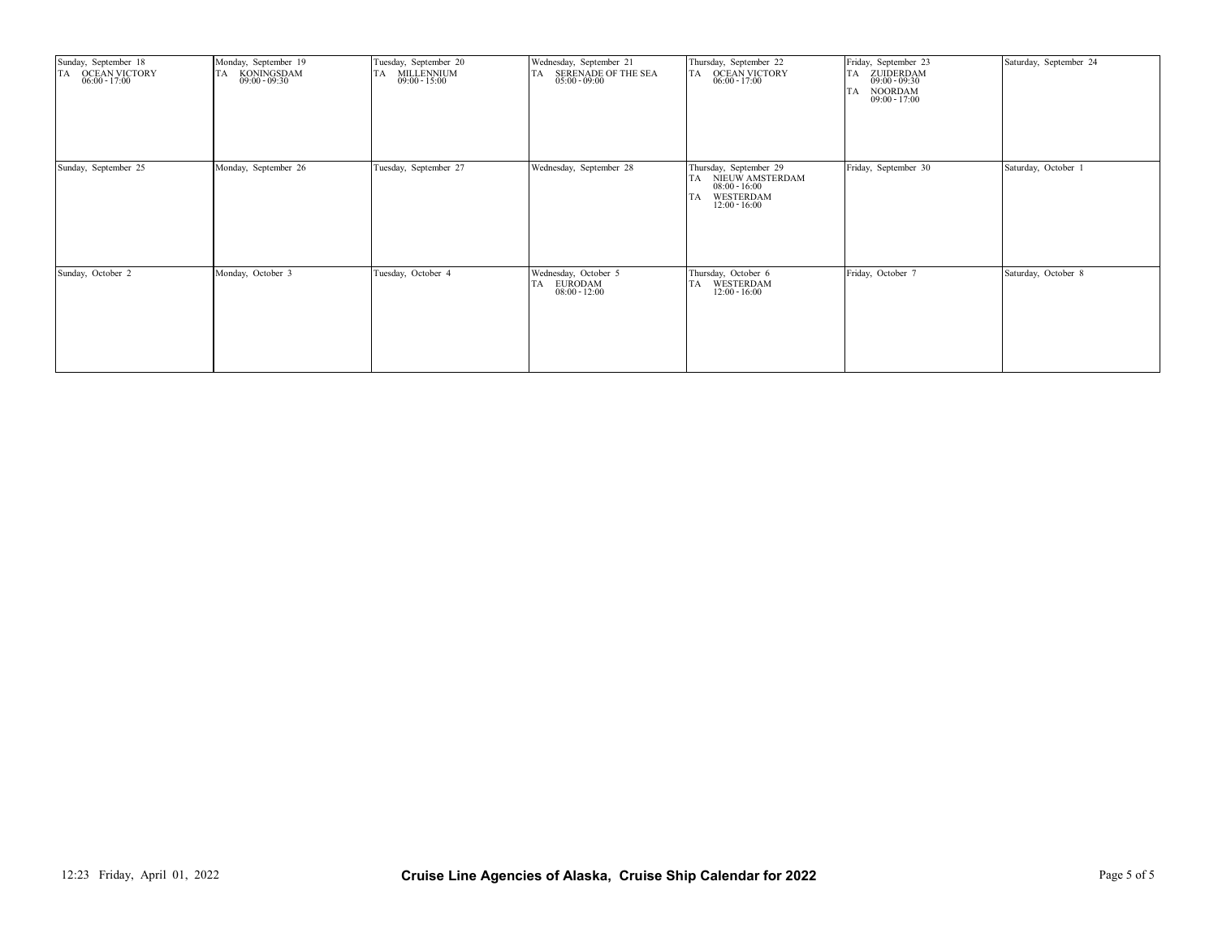| | | | | | | |
|---|---|---|---|---|---|---|
| Sunday, September 18<br>TA OCEAN VICTORY<br>06:00 - 17:00 | Monday, September 19<br>TA KONINGSDAM<br>09:00 - 09:30 | Tuesday, September 20<br>TA MILLENNIUM<br>09:00 - 15:00 | Wednesday, September 21<br>TA SERENADE OF THE SEA<br>05:00 - 09:00 | Thursday, September 22<br>TA OCEAN VICTORY<br>06:00 - 17:00 | Friday, September 23<br>TA ZUIDERDAM<br>09:00 - 09:30<br>TA NOORDAM<br>09:00 - 17:00 | Saturday, September 24 |
| Sunday, September 25 | Monday, September 26 | Tuesday, September 27 | Wednesday, September 28 | Thursday, September 29<br>TA NIEUW AMSTERDAM<br>08:00 - 16:00<br>TA WESTERDAM<br>12:00 - 16:00 | Friday, September 30 | Saturday, October 1 |
| Sunday, October 2 | Monday, October 3 | Tuesday, October 4 | Wednesday, October 5<br>TA EURODAM<br>08:00 - 12:00 | Thursday, October 6<br>TA WESTERDAM<br>12:00 - 16:00 | Friday, October 7 | Saturday, October 8 |

12:23 Friday, April 01, 2022

**Cruise Line Agencies of Alaska, Cruise Ship Calendar for 2022**